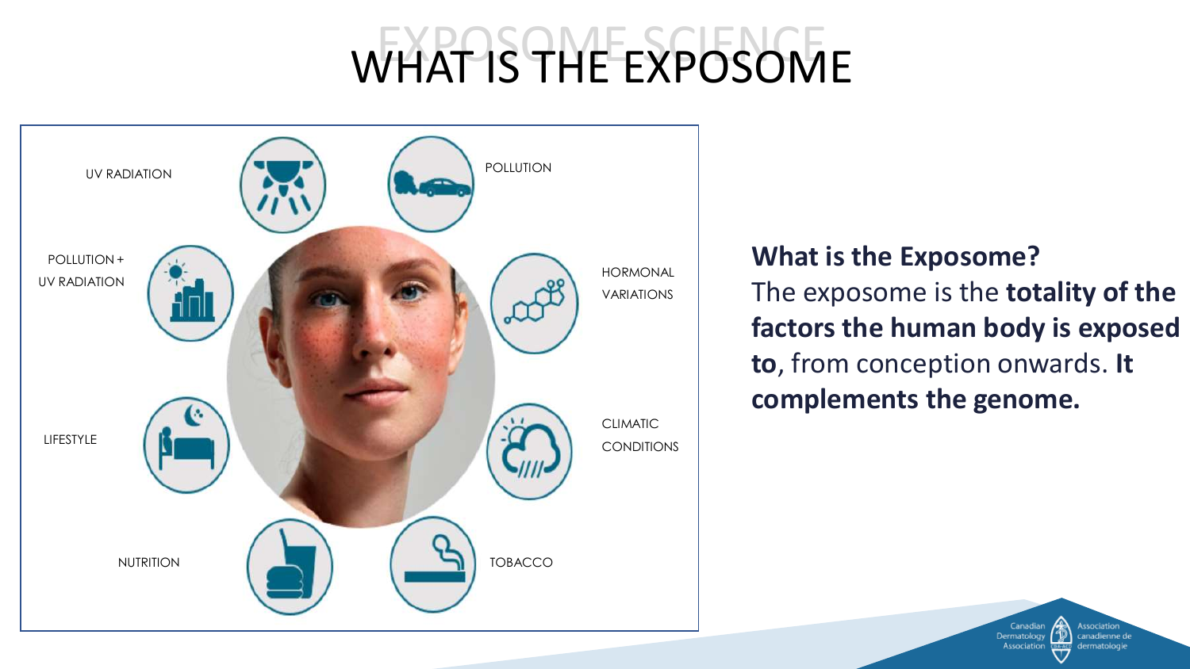# WHAT IS THE EXPOSOME

UV RADIATION

POLLUTION

POLLUTION + UV RADIATION

HORMONAL VARIATIONS

LIFESTYLE

CLIMATIC CONDITIONS

NUTRITION

TOBACCO

**What is the Exposome?**
The exposome is the **totality of the factors the human body is exposed to**, from conception onwards. **It complements the genome.**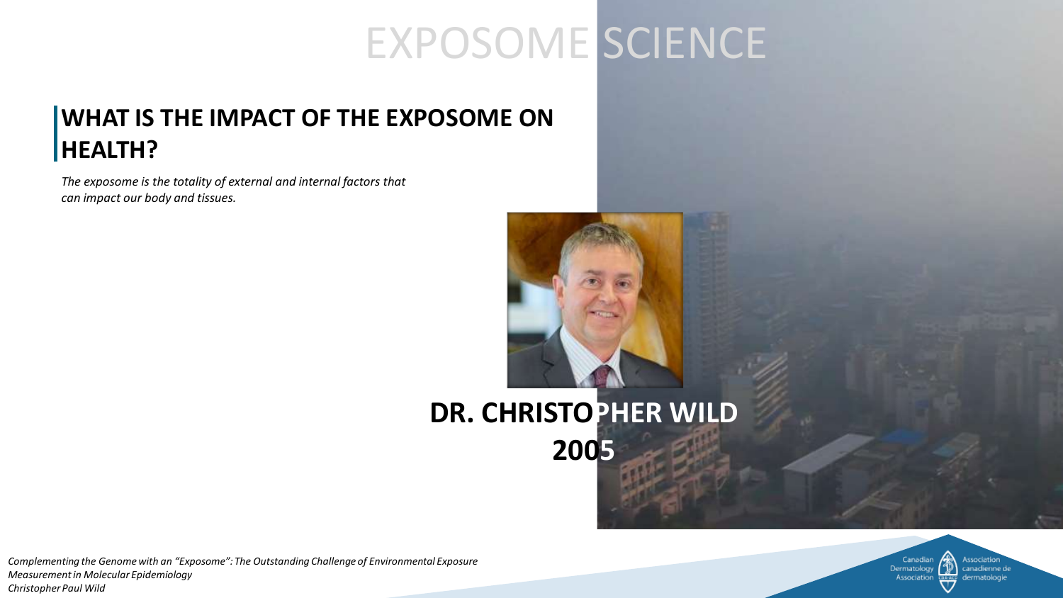# EXPOSOME SCIENCE

## WHAT IS THE IMPACT OF THE EXPOSOME ON HEALTH?

*The exposome is the totality of external and internal factors that can impact our body and tissues.*

**DR. CHRISTOPHER WILD**
**2005**

*Complementing the Genome with an "Exposome": The Outstanding Challenge of Environmental Exposure Measurement in Molecular Epidemiology*
*Christopher Paul Wild*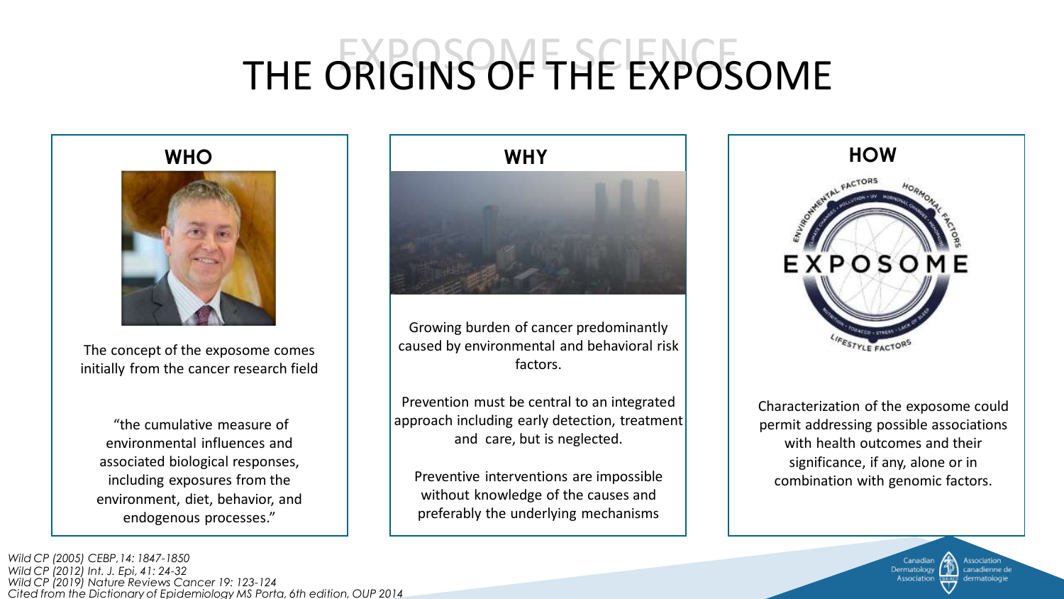EXPOSOME SCIENCE

# THE ORIGINS OF THE EXPOSOME

## WHO

The concept of the exposome comes initially from the cancer research field

"the cumulative measure of environmental influences and associated biological responses, including exposures from the environment, diet, behavior, and endogenous processes."

## WHY

Growing burden of cancer predominantly caused by environmental and behavioral risk factors.

Prevention must be central to an integrated approach including early detection, treatment and care, but is neglected.

Preventive interventions are impossible without knowledge of the causes and preferably the underlying mechanisms

## HOW

Characterization of the exposome could permit addressing possible associations with health outcomes and their significance, if any, alone or in combination with genomic factors.

*Wild CP (2005) CEBP, 14: 1847-1850*
*Wild CP (2012) Int. J. Epi, 41: 24-32*
*Wild CP (2019) Nature Reviews Cancer 19: 123-124*
*Cited from the Dictionary of Epidemiology MS Porta, 6th edition, OUP 2014*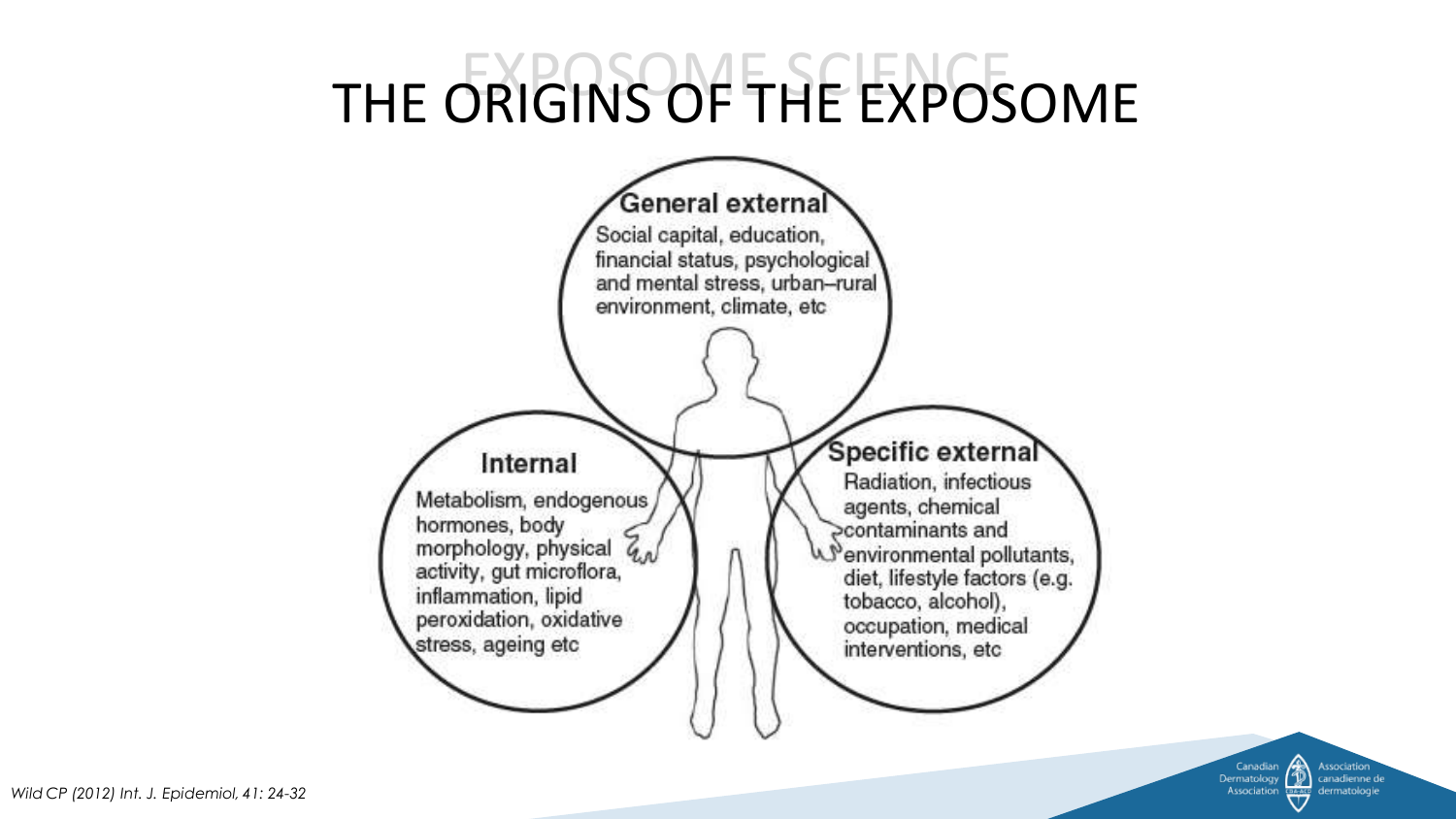# THE ORIGINS OF THE EXPOSOME

**General external**

Social capital, education, financial status, psychological and mental stress, urban–rural environment, climate, etc

**Internal**

Metabolism, endogenous hormones, body morphology, physical activity, gut microflora, inflammation, lipid peroxidation, oxidative stress, ageing etc

**Specific external**

Radiation, infectious agents, chemical contaminants and environmental pollutants, diet, lifestyle factors (e.g. tobacco, alcohol), occupation, medical interventions, etc

*Wild CP (2012) Int. J. Epidemiol, 41: 24-32*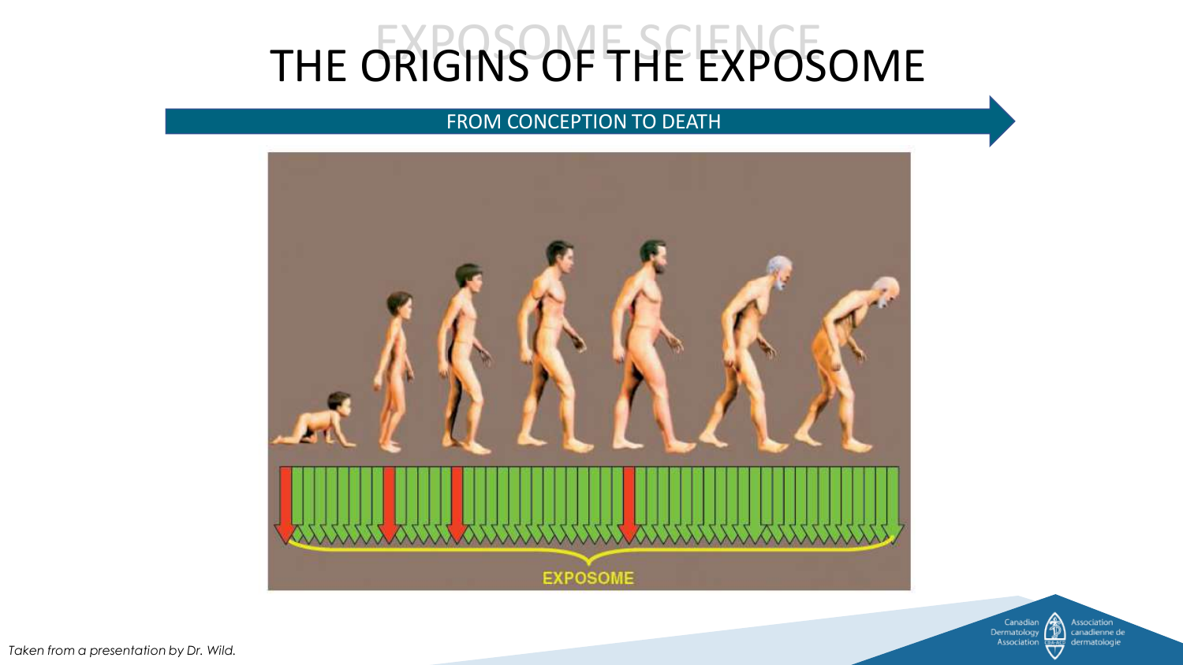# THE ORIGINS OF THE EXPOSOME

FROM CONCEPTION TO DEATH

EXPOSOME

*Taken from a presentation by Dr. Wild.*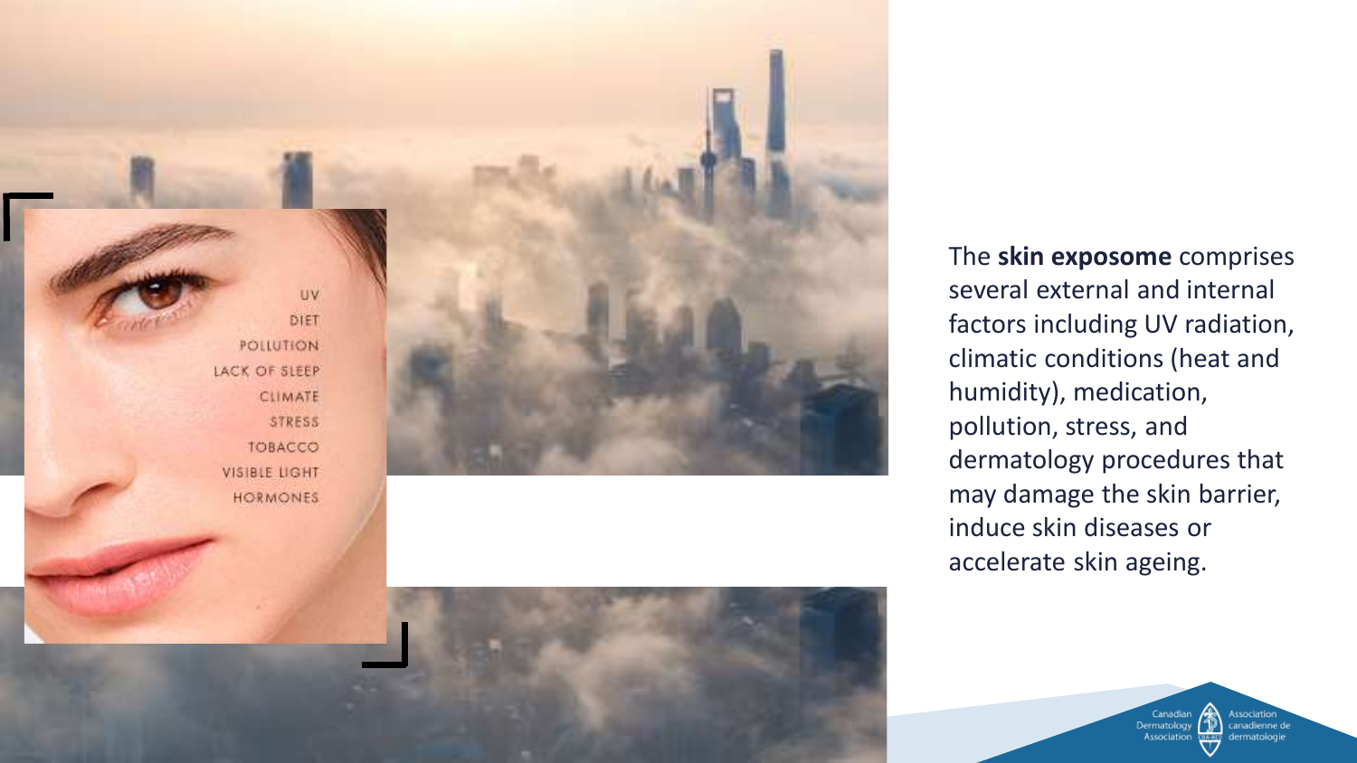UV
DIET
POLLUTION
LACK OF SLEEP
CLIMATE
STRESS
TOBACCO
VISIBLE LIGHT
HORMONES

The **skin exposome** comprises several external and internal factors including UV radiation, climatic conditions (heat and humidity), medication, pollution, stress, and dermatology procedures that may damage the skin barrier, induce skin diseases or accelerate skin ageing.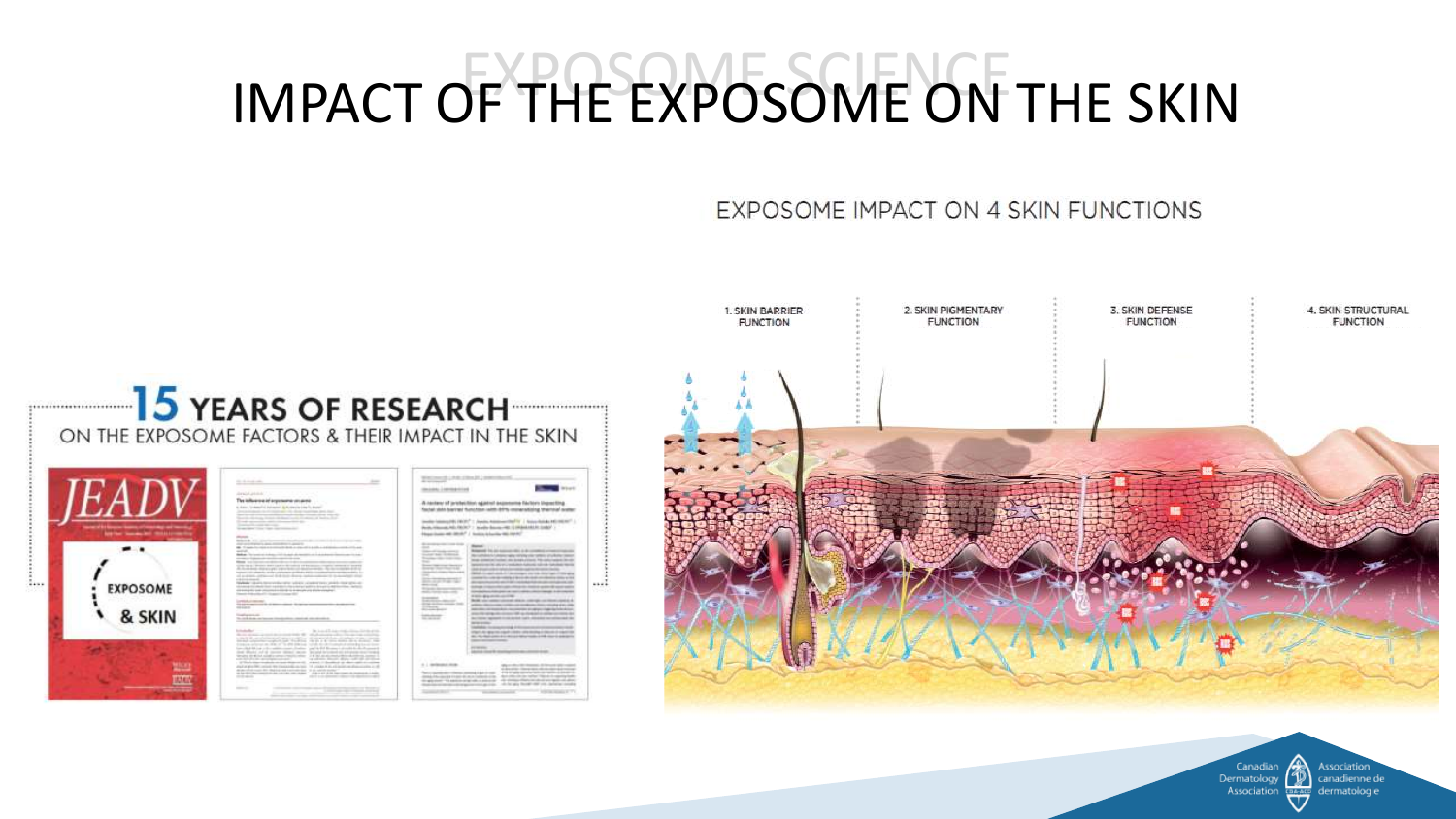# IMPACT OF THE EXPOSOME ON THE SKIN

EXPOSOME SCIENCE

**15 YEARS OF RESEARCH**
ON THE EXPOSOME FACTORS & THEIR IMPACT IN THE SKIN

EXPOSOME IMPACT ON 4 SKIN FUNCTIONS

1. SKIN BARRIER FUNCTION
2. SKIN PIGMENTARY FUNCTION
3. SKIN DEFENSE FUNCTION
4. SKIN STRUCTURAL FUNCTION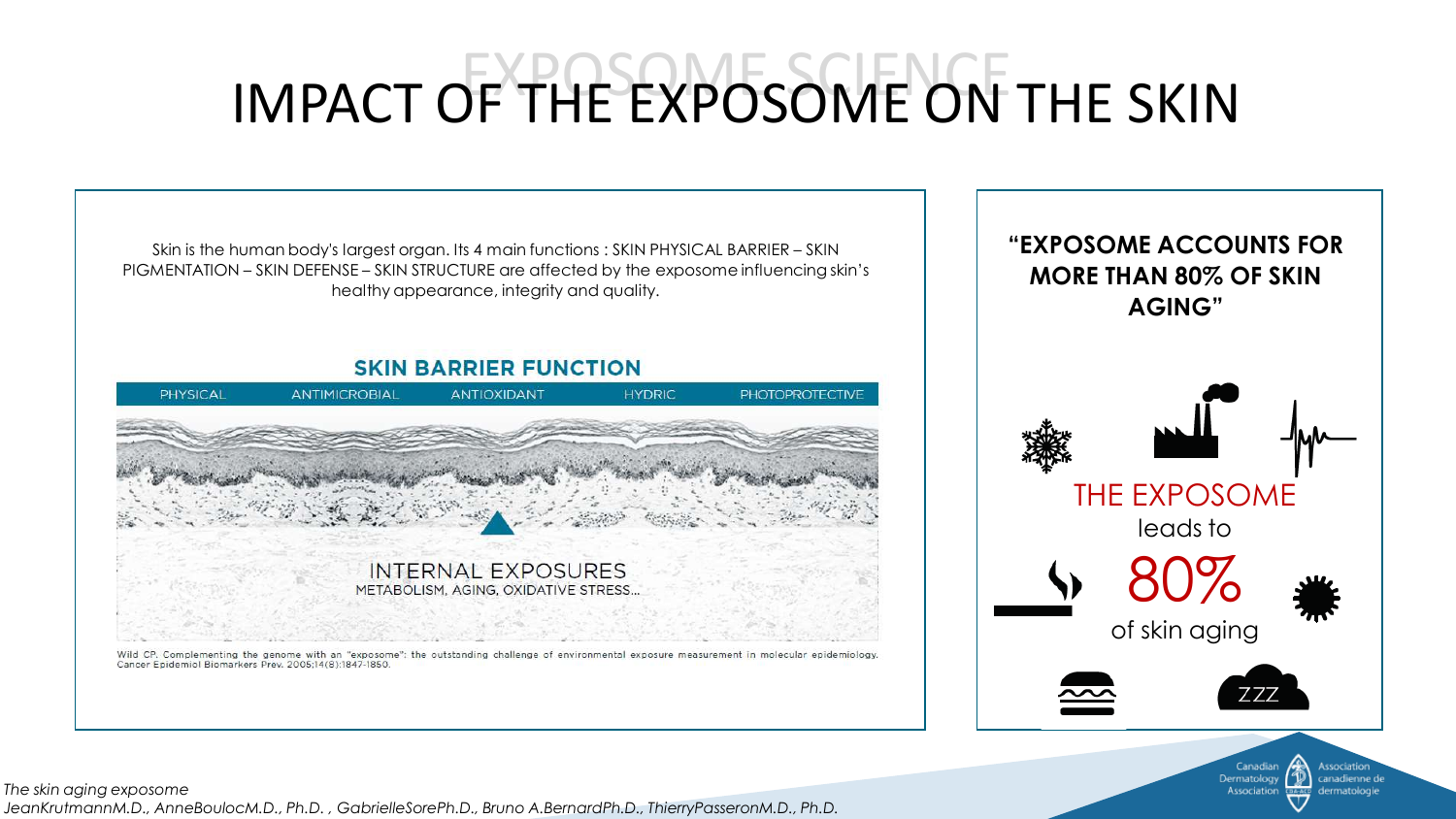# IMPACT OF THE EXPOSOME ON THE SKIN

EXPOSOME SCIENCE

Skin is the human body's largest organ. Its 4 main functions : SKIN PHYSICAL BARRIER – SKIN PIGMENTATION – SKIN DEFENSE – SKIN STRUCTURE are affected by the exposome influencing skin's healthy appearance, integrity and quality.

## SKIN BARRIER FUNCTION

PHYSICAL

ANTIMICROBIAL

ANTIOXIDANT

HYDRIC

PHOTOPROTECTIVE

INTERNAL EXPOSURES

METABOLISM, AGING, OXIDATIVE STRESS...

Wild CP. Complementing the genome with an "exposome": the outstanding challenge of environmental exposure measurement in molecular epidemiology. Cancer Epidemiol Biomarkers Prev. 2005;14(8):1847-1850.

**"EXPOSOME ACCOUNTS FOR MORE THAN 80% OF SKIN AGING"**

THE EXPOSOME

leads to

80%

of skin aging

ZZZ

*The skin aging exposome*

*JeanKrutmannM.D., AnneBoulocM.D., Ph.D. , GabrielleSorePh.D., Bruno A.BernardPh.D., ThierryPasseronM.D., Ph.D.*

Canadian Dermatology Association

Association canadienne de dermatologie